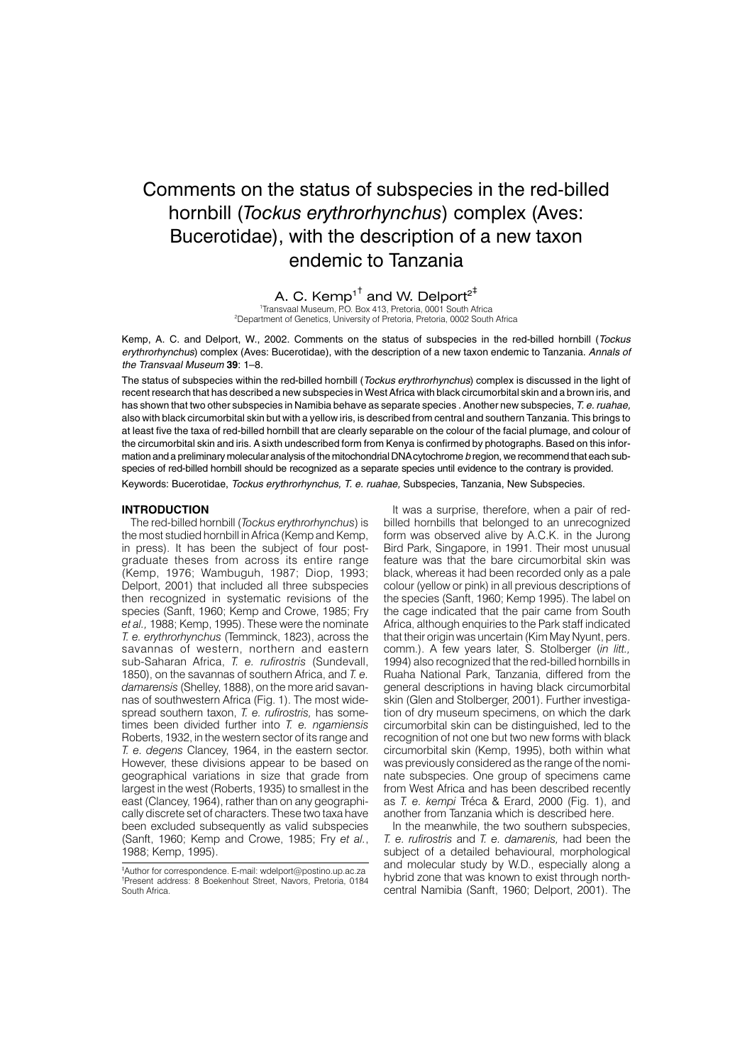# Comments on the status of subspecies in the red-billed hornbill (*Tockus erythrorhynchus*) complex (Aves: Bucerotidae), with the description of a new taxon endemic to Tanzania

A. C. Kemp[1†] and W. Delport[2‡]

[1]Transvaal Museum, P.O. Box 413, Pretoria, 0001 South Africa
[2]Department of Genetics, University of Pretoria, Pretoria, 0002 South Africa

Kemp, A. C. and Delport, W., 2002. Comments on the status of subspecies in the red-billed hornbill (*Tockus erythrorhynchus*) complex (Aves: Bucerotidae), with the description of a new taxon endemic to Tanzania. *Annals of the Transvaal Museum* **39**: 1–8.

The status of subspecies within the red-billed hornbill (*Tockus erythrorhynchus*) complex is discussed in the light of recent research that has described a new subspecies in West Africa with black circumorbital skin and a brown iris, and has shown that two other subspecies in Namibia behave as separate species . Another new subspecies, *T. e. ruahae,* also with black circumorbital skin but with a yellow iris, is described from central and southern Tanzania. This brings to at least five the taxa of red-billed hornbill that are clearly separable on the colour of the facial plumage, and colour of the circumorbital skin and iris. A sixth undescribed form from Kenya is confirmed by photographs. Based on this information and a preliminary molecular analysis of the mitochondrial DNA cytochrome *b* region, we recommend that each subspecies of red-billed hornbill should be recognized as a separate species until evidence to the contrary is provided.

Keywords: Bucerotidae, *Tockus erythrorhynchus, T. e. ruahae,* Subspecies, Tanzania, New Subspecies.

## INTRODUCTION

The red-billed hornbill (*Tockus erythrorhynchus*) is the most studied hornbill in Africa (Kemp and Kemp, in press). It has been the subject of four postgraduate theses from across its entire range (Kemp, 1976; Wambuguh, 1987; Diop, 1993; Delport, 2001) that included all three subspecies then recognized in systematic revisions of the species (Sanft, 1960; Kemp and Crowe, 1985; Fry *et al.,* 1988; Kemp, 1995). These were the nominate *T. e. erythrorhynchus* (Temminck, 1823), across the savannas of western, northern and eastern sub-Saharan Africa, *T. e. rufirostris* (Sundevall, 1850), on the savannas of southern Africa, and *T. e. damarensis* (Shelley, 1888), on the more arid savannas of southwestern Africa (Fig. 1). The most widespread southern taxon, *T. e. rufirostris,* has sometimes been divided further into *T. e. ngamiensis* Roberts, 1932, in the western sector of its range and *T. e. degens* Clancey, 1964, in the eastern sector. However, these divisions appear to be based on geographical variations in size that grade from largest in the west (Roberts, 1935) to smallest in the east (Clancey, 1964), rather than on any geographically discrete set of characters. These two taxa have been excluded subsequently as valid subspecies (Sanft, 1960; Kemp and Crowe, 1985; Fry *et al.*, 1988; Kemp, 1995).

It was a surprise, therefore, when a pair of red-billed hornbills that belonged to an unrecognized form was observed alive by A.C.K. in the Jurong Bird Park, Singapore, in 1991. Their most unusual feature was that the bare circumorbital skin was black, whereas it had been recorded only as a pale colour (yellow or pink) in all previous descriptions of the species (Sanft, 1960; Kemp 1995). The label on the cage indicated that the pair came from South Africa, although enquiries to the Park staff indicated that their origin was uncertain (Kim May Nyunt, pers. comm.). A few years later, S. Stolberger (*in litt.,* 1994) also recognized that the red-billed hornbills in Ruaha National Park, Tanzania, differed from the general descriptions in having black circumorbital skin (Glen and Stolberger, 2001). Further investigation of dry museum specimens, on which the dark circumorbital skin can be distinguished, led to the recognition of not one but two new forms with black circumorbital skin (Kemp, 1995), both within what was previously considered as the range of the nominate subspecies. One group of specimens came from West Africa and has been described recently as *T. e. kempi* Tréca & Erard, 2000 (Fig. 1), and another from Tanzania which is described here.

In the meanwhile, the two southern subspecies, *T. e. rufirostris* and *T. e. damarenis,* had been the subject of a detailed behavioural, morphological and molecular study by W.D., especially along a hybrid zone that was known to exist through north-central Namibia (Sanft, 1960; Delport, 2001). The

‡Author for correspondence. E-mail: wdelport@postino.up.ac.za
†Present address: 8 Boekenhout Street, Navors, Pretoria, 0184 South Africa.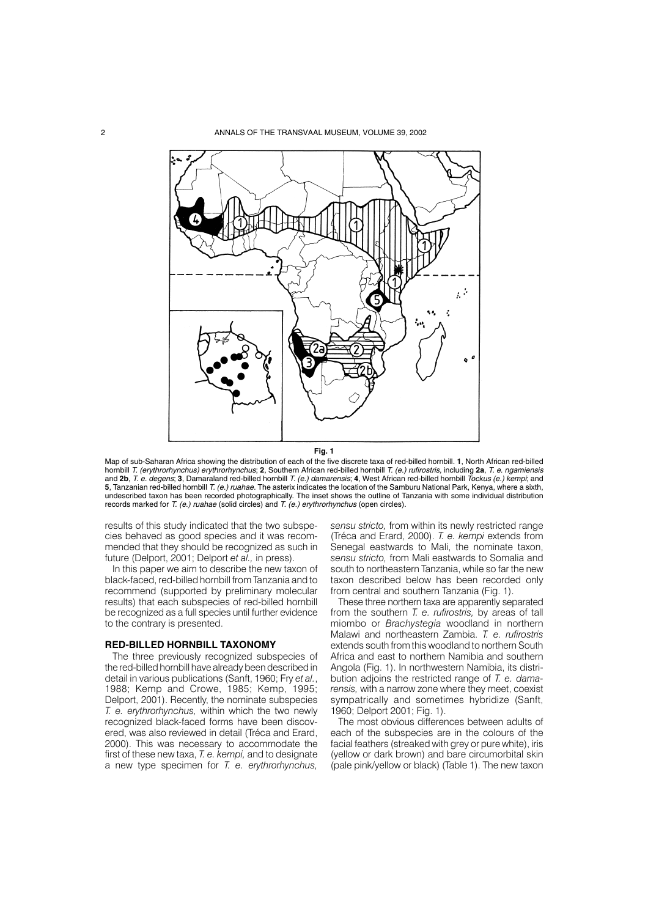**Fig. 1**

Map of sub-Saharan Africa showing the distribution of each of the five discrete taxa of red-billed hornbill. **1**, North African red-billed hornbill *T. (erythrorhynchus) erythrorhynchus*; **2**, Southern African red-billed hornbill *T. (e.) rufirostris*, including **2a**, *T. e. ngamiensis* and **2b**, *T. e. degens*; **3**, Damaraland red-billed hornbill *T. (e.) damarensis*; **4**, West African red-billed hornbill *Tockus (e.) kempi*; and **5**, Tanzanian red-billed hornbill *T. (e.) ruahae*. The asterix indicates the location of the Samburu National Park, Kenya, where a sixth, undescribed taxon has been recorded photographically. The inset shows the outline of Tanzania with some individual distribution records marked for *T. (e.) ruahae* (solid circles) and *T. (e.) erythrorhynchus* (open circles).

results of this study indicated that the two subspecies behaved as good species and it was recommended that they should be recognized as such in future (Delport, 2001; Delport *et al.,* in press).

In this paper we aim to describe the new taxon of black-faced, red-billed hornbill from Tanzania and to recommend (supported by preliminary molecular results) that each subspecies of red-billed hornbill be recognized as a full species until further evidence to the contrary is presented.

## RED-BILLED HORNBILL TAXONOMY

The three previously recognized subspecies of the red-billed hornbill have already been described in detail in various publications (Sanft, 1960; Fry *et al.*, 1988; Kemp and Crowe, 1985; Kemp, 1995; Delport, 2001). Recently, the nominate subspecies *T. e. erythrorhynchus,* within which the two newly recognized black-faced forms have been discovered, was also reviewed in detail (Tréca and Erard, 2000). This was necessary to accommodate the first of these new taxa, *T. e. kempi,* and to designate a new type specimen for *T. e. erythrorhynchus, sensu stricto,* from within its newly restricted range (Tréca and Erard, 2000). *T. e. kempi* extends from Senegal eastwards to Mali, the nominate taxon, *sensu stricto,* from Mali eastwards to Somalia and south to northeastern Tanzania, while so far the new taxon described below has been recorded only from central and southern Tanzania (Fig. 1).

These three northern taxa are apparently separated from the southern *T. e. rufirostris,* by areas of tall miombo or *Brachystegia* woodland in northern Malawi and northeastern Zambia. *T. e. rufirostris* extends south from this woodland to northern South Africa and east to northern Namibia and southern Angola (Fig. 1). In northwestern Namibia, its distribution adjoins the restricted range of *T. e. damarensis,* with a narrow zone where they meet, coexist sympatrically and sometimes hybridize (Sanft, 1960; Delport 2001; Fig. 1).

The most obvious differences between adults of each of the subspecies are in the colours of the facial feathers (streaked with grey or pure white), iris (yellow or dark brown) and bare circumorbital skin (pale pink/yellow or black) (Table 1). The new taxon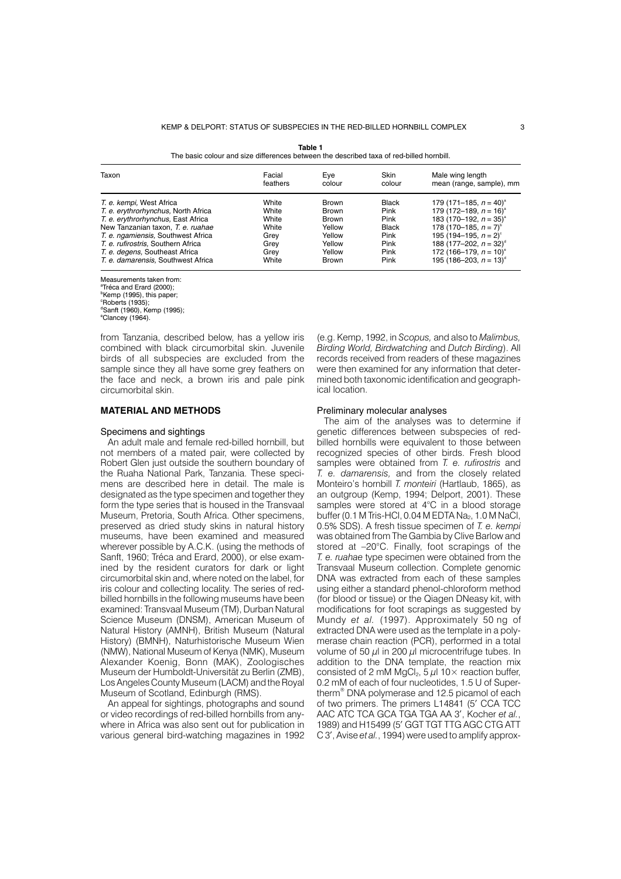**Table 1**
The basic colour and size differences between the described taxa of red-billed hornbill.

| Taxon | Facial feathers | Eye colour | Skin colour | Male wing length mean (range, sample), mm |
|---|---|---|---|---|
| *T. e. kempi*, West Africa | White | Brown | Black | 179 (171–185, $n = 40$)[a] |
| *T. e. erythrorhynchus*, North Africa | White | Brown | Pink | 179 (172–189, $n = 16$)[a] |
| *T. e. erythrorhynchus*, East Africa | White | Brown | Pink | 183 (170–192, $n = 35$)[a] |
| New Tanzanian taxon, *T. e. ruahae* | White | Yellow | Black | 178 (170–185, $n = 7$)[b] |
| *T. e. ngamiensis*, Southwest Africa | Grey | Yellow | Pink | 195 (194–195, $n = 2$)[c] |
| *T. e. rufirostris*, Southern Africa | Grey | Yellow | Pink | 188 (177–202, $n = 32$)[d] |
| *T. e. degens*, Southeast Africa | Grey | Yellow | Pink | 172 (166–179, $n = 10$)[e] |
| *T. e. damarensis*, Southwest Africa | White | Brown | Pink | 195 (186–203, $n = 13$)[d] |

Measurements taken from:
[a]Tréca and Erard (2000);
[b]Kemp (1995), this paper;
[c]Roberts (1935);
[d]Sanft (1960), Kemp (1995);
[e]Clancey (1964).

from Tanzania, described below, has a yellow iris combined with black circumorbital skin. Juvenile birds of all subspecies are excluded from the sample since they all have some grey feathers on the face and neck, a brown iris and pale pink circumorbital skin.

## MATERIAL AND METHODS

### Specimens and sightings

An adult male and female red-billed hornbill, but not members of a mated pair, were collected by Robert Glen just outside the southern boundary of the Ruaha National Park, Tanzania. These specimens are described here in detail. The male is designated as the type specimen and together they form the type series that is housed in the Transvaal Museum, Pretoria, South Africa. Other specimens, preserved as dried study skins in natural history museums, have been examined and measured wherever possible by A.C.K. (using the methods of Sanft, 1960; Tréca and Erard, 2000), or else examined by the resident curators for dark or light circumorbital skin and, where noted on the label, for iris colour and collecting locality. The series of red-billed hornbills in the following museums have been examined: Transvaal Museum (TM), Durban Natural Science Museum (DNSM), American Museum of Natural History (AMNH), British Museum (Natural History) (BMNH), Naturhistorische Museum Wien (NMW), National Museum of Kenya (NMK), Museum Alexander Koenig, Bonn (MAK), Zoologisches Museum der Humboldt-Universität zu Berlin (ZMB), Los Angeles County Museum (LACM) and the Royal Museum of Scotland, Edinburgh (RMS).

An appeal for sightings, photographs and sound or video recordings of red-billed hornbills from anywhere in Africa was also sent out for publication in various general bird-watching magazines in 1992 (e.g. Kemp, 1992, in *Scopus,* and also to *Malimbus, Birding World, Birdwatching* and *Dutch Birding*). All records received from readers of these magazines were then examined for any information that determined both taxonomic identification and geographical location.

### Preliminary molecular analyses

The aim of the analyses was to determine if genetic differences between subspecies of red-billed hornbills were equivalent to those between recognized species of other birds. Fresh blood samples were obtained from *T. e. rufirostris* and *T. e. damarensis,* and from the closely related Monteiro's hornbill *T. monteiri* (Hartlaub, 1865), as an outgroup (Kemp, 1994; Delport, 2001). These samples were stored at 4°C in a blood storage buffer (0.1 M Tris-HCl, 0.04 M EDTA $Na_2$, 1.0 M NaCl, 0.5% SDS). A fresh tissue specimen of *T. e. kempi* was obtained from The Gambia by Clive Barlow and stored at –20°C. Finally, foot scrapings of the *T. e. ruahae* type specimen were obtained from the Transvaal Museum collection. Complete genomic DNA was extracted from each of these samples using either a standard phenol-chloroform method (for blood or tissue) or the Qiagen DNeasy kit, with modifications for foot scrapings as suggested by Mundy *et al.* (1997). Approximately 50 ng of extracted DNA were used as the template in a polymerase chain reaction (PCR), performed in a total volume of 50 µl in 200 µl microcentrifuge tubes. In addition to the DNA template, the reaction mix consisted of 2 mM $MgCl_2$, 5 µl 10× reaction buffer, 0.2 mM of each of four nucleotides, 1.5 U of Supertherm® DNA polymerase and 12.5 picamol of each of two primers. The primers L14841 (5′ CCA TCC AAC ATC TCA GCA TGA TGA AA 3′, Kocher *et al.*, 1989) and H15499 (5′ GGT TGT TTG AGC CTG ATT C 3′, Avise *et al.*, 1994) were used to amplify approx-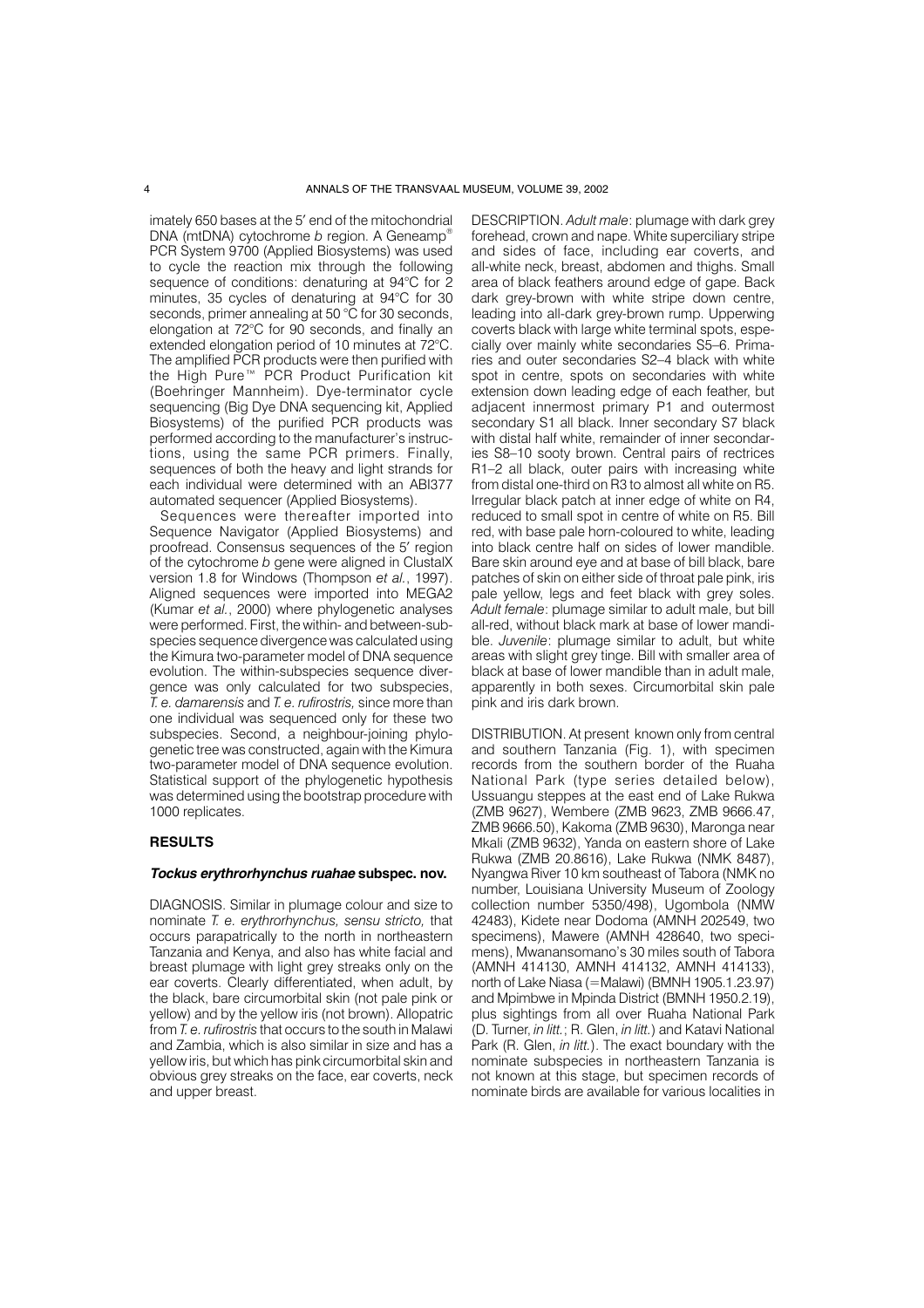imately 650 bases at the 5′ end of the mitochondrial DNA (mtDNA) cytochrome *b* region. A Geneamp® PCR System 9700 (Applied Biosystems) was used to cycle the reaction mix through the following sequence of conditions: denaturing at 94°C for 2 minutes, 35 cycles of denaturing at 94°C for 30 seconds, primer annealing at 50 °C for 30 seconds, elongation at 72°C for 90 seconds, and finally an extended elongation period of 10 minutes at 72°C. The amplified PCR products were then purified with the High Pure™ PCR Product Purification kit (Boehringer Mannheim). Dye-terminator cycle sequencing (Big Dye DNA sequencing kit, Applied Biosystems) of the purified PCR products was performed according to the manufacturer's instructions, using the same PCR primers. Finally, sequences of both the heavy and light strands for each individual were determined with an ABI377 automated sequencer (Applied Biosystems).

Sequences were thereafter imported into Sequence Navigator (Applied Biosystems) and proofread. Consensus sequences of the 5′ region of the cytochrome *b* gene were aligned in ClustalX version 1.8 for Windows (Thompson *et al.*, 1997). Aligned sequences were imported into MEGA2 (Kumar *et al.*, 2000) where phylogenetic analyses were performed. First, the within- and between-subspecies sequence divergence was calculated using the Kimura two-parameter model of DNA sequence evolution. The within-subspecies sequence divergence was only calculated for two subspecies, *T. e. damarensis* and *T. e. rufirostris,* since more than one individual was sequenced only for these two subspecies. Second, a neighbour-joining phylogenetic tree was constructed, again with the Kimura two-parameter model of DNA sequence evolution. Statistical support of the phylogenetic hypothesis was determined using the bootstrap procedure with 1000 replicates.

## RESULTS

### *Tockus erythrorhynchus ruahae* subspec. nov.

DIAGNOSIS. Similar in plumage colour and size to nominate *T. e. erythrorhynchus, sensu stricto,* that occurs parapatrically to the north in northeastern Tanzania and Kenya, and also has white facial and breast plumage with light grey streaks only on the ear coverts. Clearly differentiated, when adult, by the black, bare circumorbital skin (not pale pink or yellow) and by the yellow iris (not brown). Allopatric from *T. e. rufirostris* that occurs to the south in Malawi and Zambia, which is also similar in size and has a yellow iris, but which has pink circumorbital skin and obvious grey streaks on the face, ear coverts, neck and upper breast.

DESCRIPTION. *Adult male*: plumage with dark grey forehead, crown and nape. White superciliary stripe and sides of face, including ear coverts, and all-white neck, breast, abdomen and thighs. Small area of black feathers around edge of gape. Back dark grey-brown with white stripe down centre, leading into all-dark grey-brown rump. Upperwing coverts black with large white terminal spots, especially over mainly white secondaries S5–6. Primaries and outer secondaries S2–4 black with white spot in centre, spots on secondaries with white extension down leading edge of each feather, but adjacent innermost primary P1 and outermost secondary S1 all black. Inner secondary S7 black with distal half white, remainder of inner secondaries S8–10 sooty brown. Central pairs of rectrices R1–2 all black, outer pairs with increasing white from distal one-third on R3 to almost all white on R5. Irregular black patch at inner edge of white on R4, reduced to small spot in centre of white on R5. Bill red, with base pale horn-coloured to white, leading into black centre half on sides of lower mandible. Bare skin around eye and at base of bill black, bare patches of skin on either side of throat pale pink, iris pale yellow, legs and feet black with grey soles. *Adult female*: plumage similar to adult male, but bill all-red, without black mark at base of lower mandible. *Juvenile*: plumage similar to adult, but white areas with slight grey tinge. Bill with smaller area of black at base of lower mandible than in adult male, apparently in both sexes. Circumorbital skin pale pink and iris dark brown.

DISTRIBUTION. At present known only from central and southern Tanzania (Fig. 1), with specimen records from the southern border of the Ruaha National Park (type series detailed below), Ussuangu steppes at the east end of Lake Rukwa (ZMB 9627), Wembere (ZMB 9623, ZMB 9666.47, ZMB 9666.50), Kakoma (ZMB 9630), Maronga near Mkali (ZMB 9632), Yanda on eastern shore of Lake Rukwa (ZMB 20.8616), Lake Rukwa (NMK 8487), Nyangwa River 10 km southeast of Tabora (NMK no number, Louisiana University Museum of Zoology collection number 5350/498), Ugombola (NMW 42483), Kidete near Dodoma (AMNH 202549, two specimens), Mawere (AMNH 428640, two specimens), Mwansomano's 30 miles south of Tabora (AMNH 414130, AMNH 414132, AMNH 414133), north of Lake Niasa (=Malawi) (BMNH 1905.1.23.97) and Mpimbwe in Mpinda District (BMNH 1950.2.19), plus sightings from all over Ruaha National Park (D. Turner, *in litt.*; R. Glen, *in litt.*) and Katavi National Park (R. Glen, *in litt.*). The exact boundary with the nominate subspecies in northeastern Tanzania is not known at this stage, but specimen records of nominate birds are available for various localities in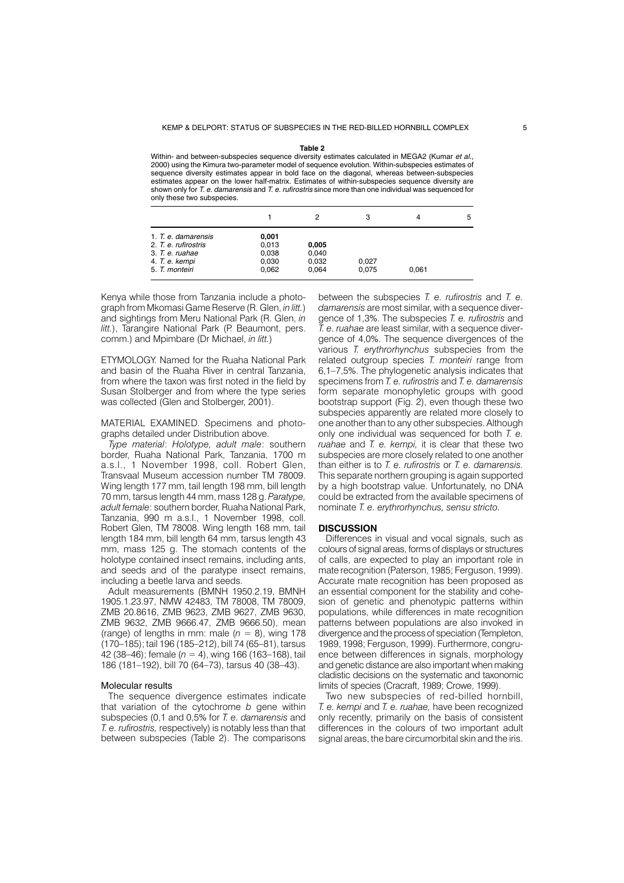**Table 2**

Within- and between-subspecies sequence diversity estimates calculated in MEGA2 (Kumar *et al.*, 2000) using the Kimura two-parameter model of sequence evolution. Within-subspecies estimates of sequence diversity estimates appear in bold face on the diagonal, whereas between-subspecies estimates appear on the lower half-matrix. Estimates of within-subspecies sequence diversity are shown only for *T. e. damarensis* and *T. e. rufirostris* since more than one individual was sequenced for only these two subspecies.

| | 1 | 2 | 3 | 4 | 5 |
|---|---|---|---|---|---|
| 1. *T. e. damarensis* | **0,001** | | | | |
| 2. *T. e. rufirostris* | 0,013 | **0,005** | | | |
| 3. *T. e. ruahae* | 0,038 | 0,040 | | | |
| 4. *T. e. kempi* | 0,030 | 0,032 | 0,027 | | |
| 5. *T. monteiri* | 0,062 | 0,064 | 0,075 | 0,061 | |

Kenya while those from Tanzania include a photograph from Mkomasi Game Reserve (R. Glen, *in litt.*) and sightings from Meru National Park (R. Glen, *in litt.*), Tarangire National Park (P. Beaumont, pers. comm.) and Mpimbare (Dr Michael, *in litt.*)

ETYMOLOGY. Named for the Ruaha National Park and basin of the Ruaha River in central Tanzania, from where the taxon was first noted in the field by Susan Stolberger and from where the type series was collected (Glen and Stolberger, 2001).

MATERIAL EXAMINED. Specimens and photographs detailed under Distribution above.

*Type material*: *Holotype, adult male*: southern border, Ruaha National Park, Tanzania, 1700 m a.s.l., 1 November 1998, coll. Robert Glen, Transvaal Museum accession number TM 78009. Wing length 177 mm, tail length 198 mm, bill length 70 mm, tarsus length 44 mm, mass 128 g. *Paratype, adult female*: southern border, Ruaha National Park, Tanzania, 990 m a.s.l., 1 November 1998, coll. Robert Glen, TM 78008. Wing length 168 mm, tail length 184 mm, bill length 64 mm, tarsus length 43 mm, mass 125 g. The stomach contents of the holotype contained insect remains, including ants, and seeds and of the paratype insect remains, including a beetle larva and seeds.

Adult measurements (BMNH 1950.2.19, BMNH 1905.1.23.97, NMW 42483, TM 78008, TM 78009, ZMB 20.8616, ZMB 9623, ZMB 9627, ZMB 9630, ZMB 9632, ZMB 9666.47, ZMB 9666.50), mean (range) of lengths in mm: male ($n = 8$), wing 178 (170–185); tail 196 (185–212), bill 74 (65–81), tarsus 42 (38–46); female ($n = 4$), wing 166 (163–168), tail 186 (181–192), bill 70 (64–73), tarsus 40 (38–43).

### Molecular results

The sequence divergence estimates indicate that variation of the cytochrome *b* gene within subspecies (0,1 and 0,5% for *T. e. damarensis* and *T. e. rufirostris,* respectively) is notably less than that between subspecies (Table 2). The comparisons between the subspecies *T. e. rufirostris* and *T. e. damarensis* are most similar, with a sequence divergence of 1,3%. The subspecies *T. e. rufirostris* and *T. e. ruahae* are least similar, with a sequence divergence of 4,0%. The sequence divergences of the various *T. erythrorhynchus* subspecies from the related outgroup species *T. monteiri* range from 6,1–7,5%. The phylogenetic analysis indicates that specimens from *T. e. rufirostris* and *T. e. damarensis* form separate monophyletic groups with good bootstrap support (Fig. 2), even though these two subspecies apparently are related more closely to one another than to any other subspecies. Although only one individual was sequenced for both *T. e. ruahae* and *T. e. kempi,* it is clear that these two subspecies are more closely related to one another than either is to *T. e. rufirostris* or *T. e. damarensis.* This separate northern grouping is again supported by a high bootstrap value. Unfortunately, no DNA could be extracted from the available specimens of nominate *T. e. erythrorhynchus, sensu stricto.*

## DISCUSSION

Differences in visual and vocal signals, such as colours of signal areas, forms of displays or structures of calls, are expected to play an important role in mate recognition (Paterson, 1985; Ferguson, 1999). Accurate mate recognition has been proposed as an essential component for the stability and cohesion of genetic and phenotypic patterns within populations, while differences in mate recognition patterns between populations are also invoked in divergence and the process of speciation (Templeton, 1989, 1998; Ferguson, 1999). Furthermore, congruence between differences in signals, morphology and genetic distance are also important when making cladistic decisions on the systematic and taxonomic limits of species (Cracraft, 1989; Crowe, 1999).

Two new subspecies of red-billed hornbill, *T. e. kempi* and *T. e. ruahae,* have been recognized only recently, primarily on the basis of consistent differences in the colours of two important adult signal areas, the bare circumorbital skin and the iris.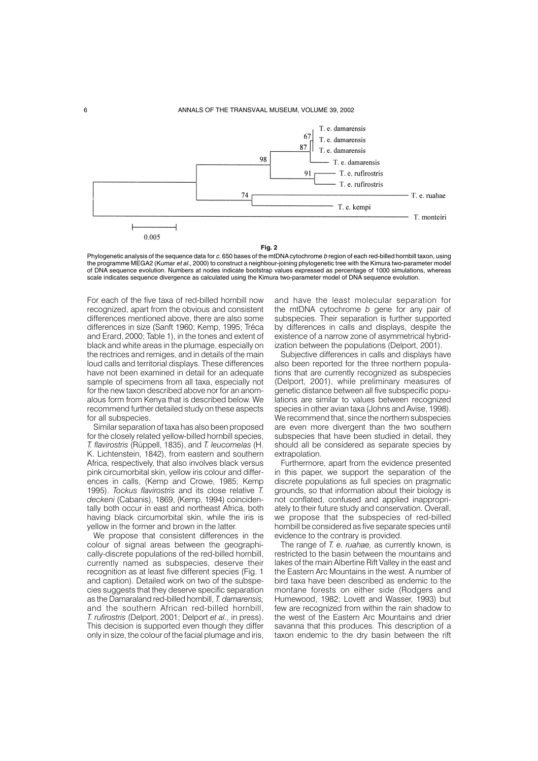**Fig. 2**

Phylogenetic analysis of the sequence data for *c.* 650 bases of the mtDNA cytochrome *b* region of each red-billed hornbill taxon, using the programme MEGA2 (Kumar *et al.*, 2000) to construct a neighbour-joining phylogenetic tree with the Kimura two-parameter model of DNA sequence evolution. Numbers at nodes indicate bootstrap values expressed as percentage of 1000 simulations, whereas scale indicates sequence divergence as calculated using the Kimura two-parameter model of DNA sequence evolution.

For each of the five taxa of red-billed hornbill now recognized, apart from the obvious and consistent differences mentioned above, there are also some differences in size (Sanft 1960; Kemp, 1995; Tréca and Erard, 2000; Table 1), in the tones and extent of black and white areas in the plumage, especially on the rectrices and remiges, and in details of the main loud calls and territorial displays. These differences have not been examined in detail for an adequate sample of specimens from all taxa, especially not for the new taxon described above nor for an anomalous form from Kenya that is described below. We recommend further detailed study on these aspects for all subspecies.

Similar separation of taxa has also been proposed for the closely related yellow-billed hornbill species, *T. flavirostris* (Rüppell, 1835), and *T. leucomelas* (H. K. Lichtenstein, 1842), from eastern and southern Africa, respectively, that also involves black versus pink circumorbital skin, yellow iris colour and differences in calls, (Kemp and Crowe, 1985; Kemp 1995). *Tockus flavirostris* and its close relative *T. deckeni* (Cabanis), 1869, (Kemp, 1994) coincidentally both occur in east and northeast Africa, both having black circumorbital skin, while the iris is yellow in the former and brown in the latter.

We propose that consistent differences in the colour of signal areas between the geographically-discrete populations of the red-billed hornbill, currently named as subspecies, deserve their recognition as at least five different species (Fig. 1 and caption). Detailed work on two of the subspecies suggests that they deserve specific separation as the Damaraland red-billed hornbill, *T. damarensis,* and the southern African red-billed hornbill, *T. rufirostris* (Delport, 2001; Delport *et al.*, in press). This decision is supported even though they differ only in size, the colour of the facial plumage and iris, and have the least molecular separation for the mtDNA cytochrome *b* gene for any pair of subspecies. Their separation is further supported by differences in calls and displays, despite the existence of a narrow zone of asymmetrical hybridization between the populations (Delport, 2001).

Subjective differences in calls and displays have also been reported for the three northern populations that are currently recognized as subspecies (Delport, 2001), while preliminary measures of genetic distance between all five subspecific populations are similar to values between recognized species in other avian taxa (Johns and Avise, 1998). We recommend that, since the northern subspecies are even more divergent than the two southern subspecies that have been studied in detail, they should all be considered as separate species by extrapolation.

Furthermore, apart from the evidence presented in this paper, we support the separation of the discrete populations as full species on pragmatic grounds, so that information about their biology is not conflated, confused and applied inappropriately to their future study and conservation. Overall, we propose that the subspecies of red-billed hornbill be considered as five separate species until evidence to the contrary is provided.

The range of *T. e. ruahae,* as currently known, is restricted to the basin between the mountains and lakes of the main Albertine Rift Valley in the east and the Eastern Arc Mountains in the west. A number of bird taxa have been described as endemic to the montane forests on either side (Rodgers and Humewood, 1982; Lovett and Wasser, 1993) but few are recognized from within the rain shadow to the west of the Eastern Arc Mountains and drier savanna that this produces. This description of a taxon endemic to the dry basin between the rift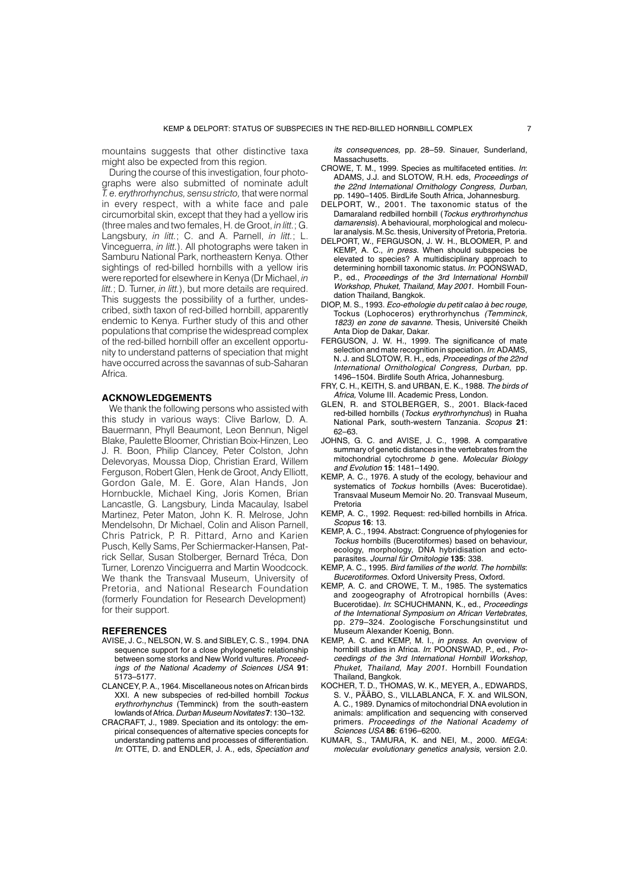mountains suggests that other distinctive taxa might also be expected from this region.

During the course of this investigation, four photographs were also submitted of nominate adult *T. e. erythrorhynchus, sensu stricto,* that were normal in every respect, with a white face and pale circumorbital skin, except that they had a yellow iris (three males and two females, H. de Groot, *in litt.*; G. Langsbury, *in litt.*; C. and A. Parnell, *in litt.*; L. Vinceguerra, *in litt.*). All photographs were taken in Samburu National Park, northeastern Kenya. Other sightings of red-billed hornbills with a yellow iris were reported for elsewhere in Kenya (Dr Michael, *in litt.*; D. Turner, *in litt.*), but more details are required. This suggests the possibility of a further, undescribed, sixth taxon of red-billed hornbill, apparently endemic to Kenya. Further study of this and other populations that comprise the widespread complex of the red-billed hornbill offer an excellent opportunity to understand patterns of speciation that might have occurred across the savannas of sub-Saharan Africa.

## ACKNOWLEDGEMENTS

We thank the following persons who assisted with this study in various ways: Clive Barlow, D. A. Bauermann, Phyll Beaumont, Leon Bennun, Nigel Blake, Paulette Bloomer, Christian Boix-Hinzen, Leo J. R. Boon, Philip Clancey, Peter Colston, John Delevoryas, Moussa Diop, Christian Erard, Willem Ferguson, Robert Glen, Henk de Groot, Andy Elliott, Gordon Gale, M. E. Gore, Alan Hands, Jon Hornbuckle, Michael King, Joris Komen, Brian Lancastle, G. Langsbury, Linda Macaulay, Isabel Martinez, Peter Maton, John K. R. Melrose, John Mendelsohn, Dr Michael, Colin and Alison Parnell, Chris Patrick, P. R. Pittard, Arno and Karien Pusch, Kelly Sams, Per Schiermacker-Hansen, Patrick Sellar, Susan Stolberger, Bernard Tréca, Don Turner, Lorenzo Vinciguerra and Martin Woodcock. We thank the Transvaal Museum, University of Pretoria, and National Research Foundation (formerly Foundation for Research Development) for their support.

## REFERENCES

AVISE, J. C., NELSON, W. S. and SIBLEY, C. S., 1994. DNA sequence support for a close phylogenetic relationship between some storks and New World vultures. *Proceedings of the National Academy of Sciences USA* **91**: 5173–5177.

CLANCEY, P. A., 1964. Miscellaneous notes on African birds XXI. A new subspecies of red-billed hornbill *Tockus erythrorhynchus* (Temminck) from the south-eastern lowlands of Africa. *Durban Museum Novitates* **7**: 130–132.

CRACRAFT, J., 1989. Speciation and its ontology: the empirical consequences of alternative species concepts for understanding patterns and processes of differentiation. *In*: OTTE, D. and ENDLER, J. A., eds, *Speciation and its consequences,* pp. 28–59. Sinauer, Sunderland, Massachusetts.

CROWE, T. M., 1999. Species as multifaceted entities. *In*: ADAMS, J.J. and SLOTOW, R.H. eds, *Proceedings of the 22nd International Ornithology Congress, Durban,* pp. 1490–1405. BirdLife South Africa, Johannesburg.

DELPORT, W., 2001. The taxonomic status of the Damaraland redbilled hornbill (*Tockus erythrorhynchus damarensis*). A behavioural, morphological and molecular analysis. M.Sc. thesis, University of Pretoria, Pretoria.

DELPORT, W., FERGUSON, J. W. H., BLOOMER, P. and KEMP, A. C., *in press*. When should subspecies be elevated to species? A multidisciplinary approach to determining hornbill taxonomic status. *In*: POONSWAD, P., ed., *Proceedings of the 3rd International Hornbill Workshop, Phuket, Thailand, May 2001.* Hornbill Foundation Thailand, Bangkok.

DIOP, M. S., 1993. *Eco-ethologie du petit calao à bec rouge,* Tockus (Lophoceros) erythrorhynchus *(Temminck, 1823) en zone de savanne.* Thesis, Université Cheikh Anta Diop de Dakar, Dakar.

FERGUSON, J. W. H., 1999. The significance of mate selection and mate recognition in speciation. *In*: ADAMS, N. J. and SLOTOW, R. H., eds, *Proceedings of the 22nd International Ornithological Congress, Durban,* pp. 1496–1504. Birdlife South Africa, Johannesburg.

FRY, C. H., KEITH, S. and URBAN, E. K., 1988. *The birds of Africa,* Volume III. Academic Press, London.

GLEN, R. and STOLBERGER, S., 2001. Black-faced red-billed hornbills (*Tockus erythrorhynchus*) in Ruaha National Park, south-western Tanzania. *Scopus* **21**: 62–63.

JOHNS, G. C. and AVISE, J. C., 1998. A comparative summary of genetic distances in the vertebrates from the mitochondrial cytochrome *b* gene. *Molecular Biology and Evolution* **15**: 1481–1490.

KEMP, A. C., 1976. A study of the ecology, behaviour and systematics of *Tockus* hornbills (Aves: Bucerotidae). Transvaal Museum Memoir No. 20. Transvaal Museum, Pretoria

KEMP, A. C., 1992. Request: red-billed hornbills in Africa. *Scopus* **16**: 13.

KEMP, A. C., 1994. Abstract: Congruence of phylogenies for *Tockus* hornbills (Bucerotiformes) based on behaviour, ecology, morphology, DNA hybridisation and ectoparasites. *Journal für Ornitologie* **135**: 338.

KEMP, A. C., 1995. *Bird families of the world. The hornbills*: *Bucerotiformes.* Oxford University Press, Oxford.

KEMP, A. C. and CROWE, T. M., 1985. The systematics and zoogeography of Afrotropical hornbills (Aves: Bucerotidae). *In*: SCHUCHMANN, K., ed., *Proceedings of the International Symposium on African Vertebrates,* pp. 279–324. Zoologische Forschungsinstitut und Museum Alexander Koenig, Bonn.

KEMP, A. C. and KEMP, M. I., *in press*. An overview of hornbill studies in Africa. *In*: POONSWAD, P., ed., *Proceedings of the 3rd International Hornbill Workshop, Phuket, Thailand, May 2001.* Hornbill Foundation Thailand, Bangkok.

KOCHER, T. D., THOMAS, W. K., MEYER, A., EDWARDS, S. V., PÄÄBO, S., VILLABLANCA, F. X. and WILSON, A. C., 1989. Dynamics of mitochondrial DNA evolution in animals: amplification and sequencing with conserved primers. *Proceedings of the National Academy of Sciences USA* **86**: 6196–6200.

KUMAR, S., TAMURA, K. and NEI, M., 2000. *MEGA*: *molecular evolutionary genetics analysis,* version 2.0.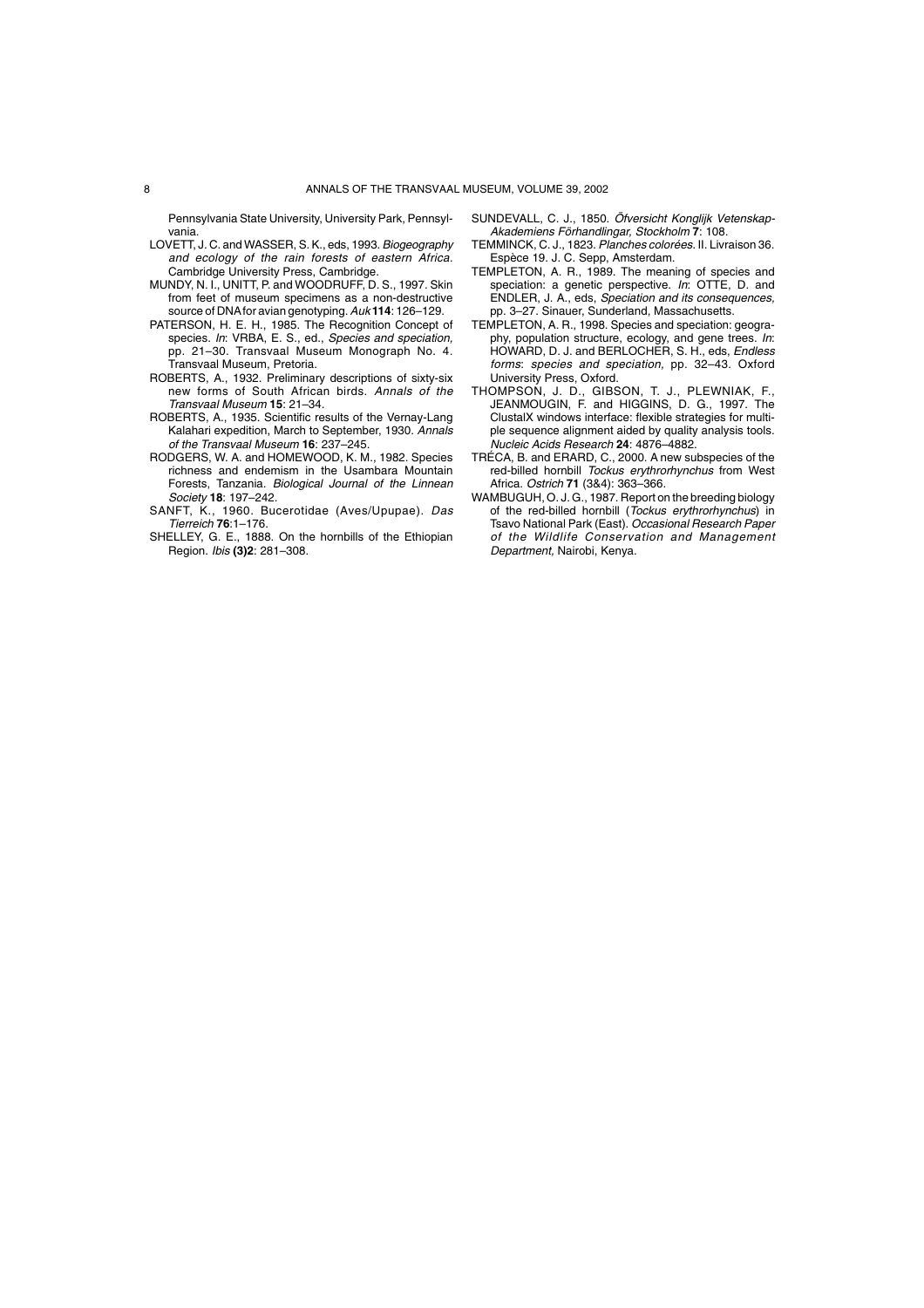Pennsylvania State University, University Park, Pennsylvania.

LOVETT, J. C. and WASSER, S. K., eds, 1993. *Biogeography and ecology of the rain forests of eastern Africa.* Cambridge University Press, Cambridge.

MUNDY, N. I., UNITT, P. and WOODRUFF, D. S., 1997. Skin from feet of museum specimens as a non-destructive source of DNA for avian genotyping. *Auk* **114**: 126–129.

PATERSON, H. E. H., 1985. The Recognition Concept of species. *In*: VRBA, E. S., ed., *Species and speciation,* pp. 21–30. Transvaal Museum Monograph No. 4. Transvaal Museum, Pretoria.

ROBERTS, A., 1932. Preliminary descriptions of sixty-six new forms of South African birds. *Annals of the Transvaal Museum* **15**: 21–34.

ROBERTS, A., 1935. Scientific results of the Vernay-Lang Kalahari expedition, March to September, 1930. *Annals of the Transvaal Museum* **16**: 237–245.

RODGERS, W. A. and HOMEWOOD, K. M., 1982. Species richness and endemism in the Usambara Mountain Forests, Tanzania. *Biological Journal of the Linnean Society* **18**: 197–242.

SANFT, K., 1960. Bucerotidae (Aves/Upupae). *Das Tierreich* **76**:1–176.

SHELLEY, G. E., 1888. On the hornbills of the Ethiopian Region. *Ibis* **(3)2**: 281–308.

SUNDEVALL, C. J., 1850. *Öfversicht Konglijk Vetenskap-Akademiens Förhandlingar, Stockholm* **7**: 108.

TEMMINCK, C. J., 1823. *Planches colorées.* II. Livraison 36. Espèce 19. J. C. Sepp, Amsterdam.

TEMPLETON, A. R., 1989. The meaning of species and speciation: a genetic perspective. *In*: OTTE, D. and ENDLER, J. A., eds, *Speciation and its consequences,* pp. 3–27. Sinauer, Sunderland, Massachusetts.

TEMPLETON, A. R., 1998. Species and speciation: geography, population structure, ecology, and gene trees. *In*: HOWARD, D. J. and BERLOCHER, S. H., eds, *Endless forms: species and speciation,* pp. 32–43. Oxford University Press, Oxford.

THOMPSON, J. D., GIBSON, T. J., PLEWNIAK, F., JEANMOUGIN, F. and HIGGINS, D. G., 1997. The ClustalX windows interface: flexible strategies for multiple sequence alignment aided by quality analysis tools. *Nucleic Acids Research* **24**: 4876–4882.

TRÉCA, B. and ERARD, C., 2000. A new subspecies of the red-billed hornbill *Tockus erythrorhynchus* from West Africa. *Ostrich* **71** (3&4): 363–366.

WAMBUGUH, O. J. G., 1987. Report on the breeding biology of the red-billed hornbill (*Tockus erythrorhynchus*) in Tsavo National Park (East). *Occasional Research Paper of the Wildlife Conservation and Management Department,* Nairobi, Kenya.